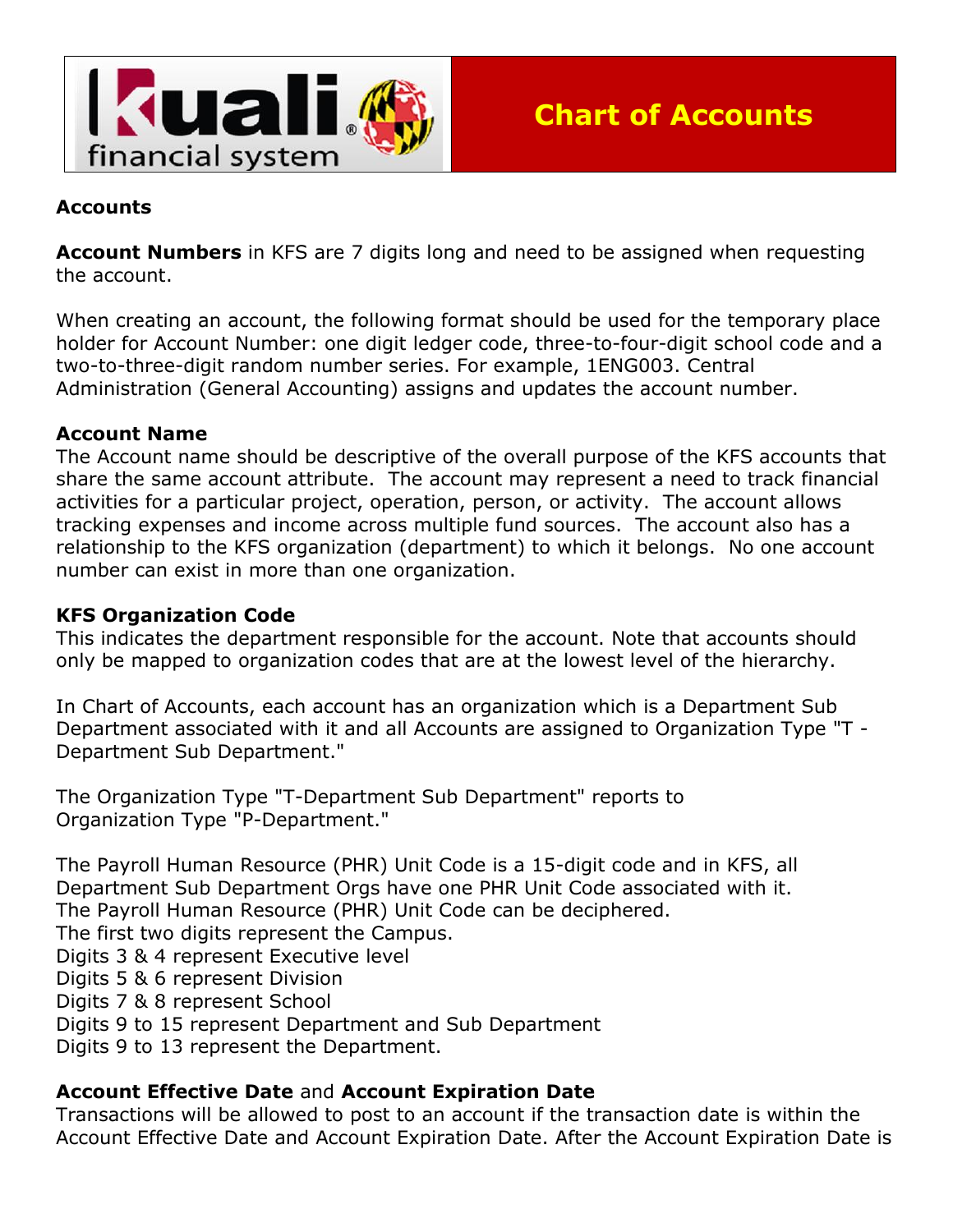# Chart of Accounts

**Accounts**

**Account Numbers** in KFS are 7 digits long and need to be assigned when requesting the account.

When creating an account, the following format should be used for the temporary place holder for Account Number: one digit ledger code, three-to-four-digit school code and a two-to-three-digit random number series. For example, 1ENG003. Central Administration (General Accounting) assigns and updates the account number.

**Account Name**
The Account name should be descriptive of the overall purpose of the KFS accounts that share the same account attribute. The account may represent a need to track financial activities for a particular project, operation, person, or activity. The account allows tracking expenses and income across multiple fund sources. The account also has a relationship to the KFS organization (department) to which it belongs. No one account number can exist in more than one organization.

**KFS Organization Code**
This indicates the department responsible for the account. Note that accounts should only be mapped to organization codes that are at the lowest level of the hierarchy.

In Chart of Accounts, each account has an organization which is a Department Sub Department associated with it and all Accounts are assigned to Organization Type "T - Department Sub Department."

The Organization Type "T-Department Sub Department" reports to Organization Type "P-Department."

The Payroll Human Resource (PHR) Unit Code is a 15-digit code and in KFS, all Department Sub Department Orgs have one PHR Unit Code associated with it.
The Payroll Human Resource (PHR) Unit Code can be deciphered.
The first two digits represent the Campus.
Digits 3 & 4 represent Executive level
Digits 5 & 6 represent Division
Digits 7 & 8 represent School
Digits 9 to 15 represent Department and Sub Department
Digits 9 to 13 represent the Department.

**Account Effective Date** and **Account Expiration Date**
Transactions will be allowed to post to an account if the transaction date is within the Account Effective Date and Account Expiration Date. After the Account Expiration Date is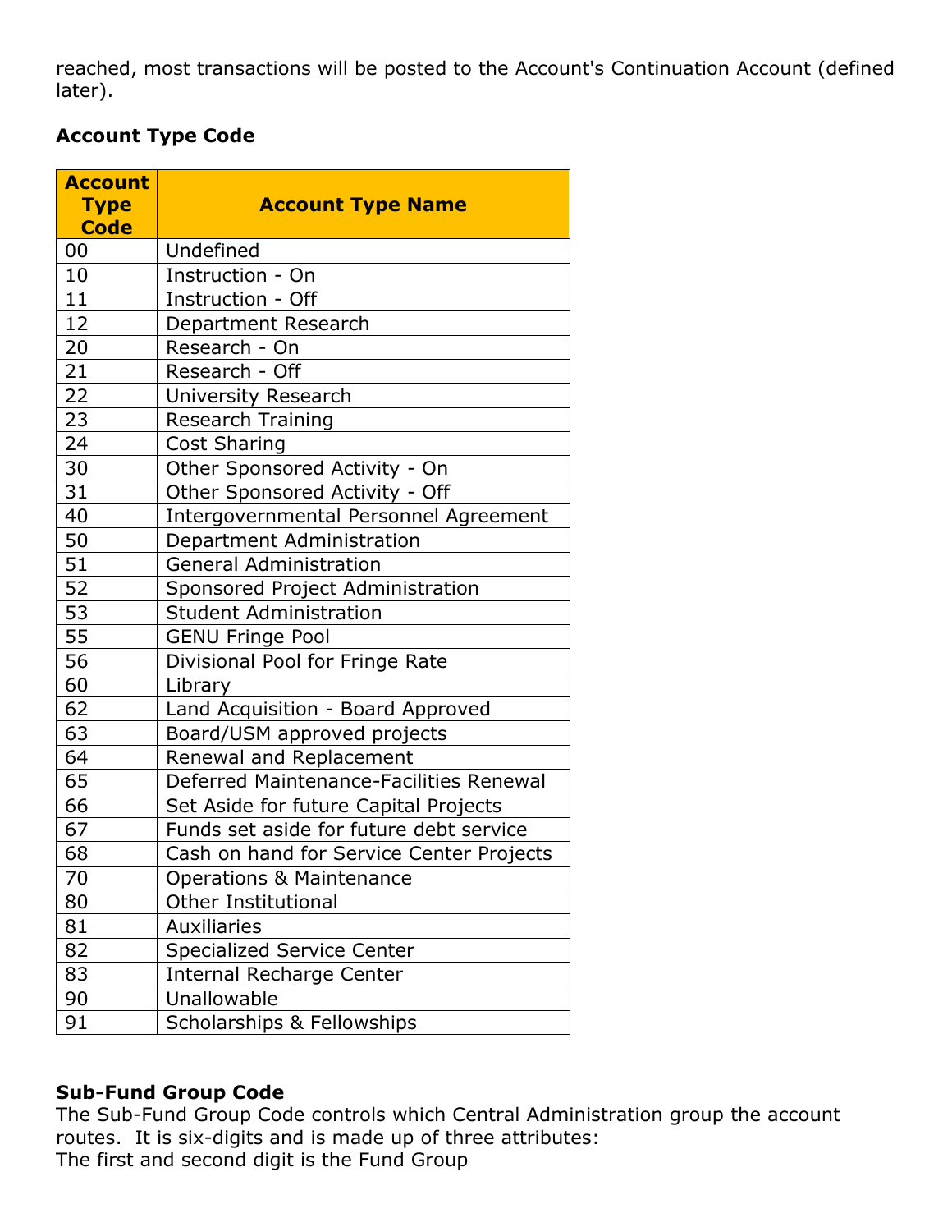reached, most transactions will be posted to the Account's Continuation Account (defined later).

**Account Type Code**

| Account Type Code | Account Type Name |
|---|---|
| 00 | Undefined |
| 10 | Instruction - On |
| 11 | Instruction - Off |
| 12 | Department Research |
| 20 | Research - On |
| 21 | Research - Off |
| 22 | University Research |
| 23 | Research Training |
| 24 | Cost Sharing |
| 30 | Other Sponsored Activity - On |
| 31 | Other Sponsored Activity - Off |
| 40 | Intergovernmental Personnel Agreement |
| 50 | Department Administration |
| 51 | General Administration |
| 52 | Sponsored Project Administration |
| 53 | Student Administration |
| 55 | GENU Fringe Pool |
| 56 | Divisional Pool for Fringe Rate |
| 60 | Library |
| 62 | Land Acquisition - Board Approved |
| 63 | Board/USM approved projects |
| 64 | Renewal and Replacement |
| 65 | Deferred Maintenance-Facilities Renewal |
| 66 | Set Aside for future Capital Projects |
| 67 | Funds set aside for future debt service |
| 68 | Cash on hand for Service Center Projects |
| 70 | Operations & Maintenance |
| 80 | Other Institutional |
| 81 | Auxiliaries |
| 82 | Specialized Service Center |
| 83 | Internal Recharge Center |
| 90 | Unallowable |
| 91 | Scholarships & Fellowships |

**Sub-Fund Group Code**

The Sub-Fund Group Code controls which Central Administration group the account routes. It is six-digits and is made up of three attributes:
The first and second digit is the Fund Group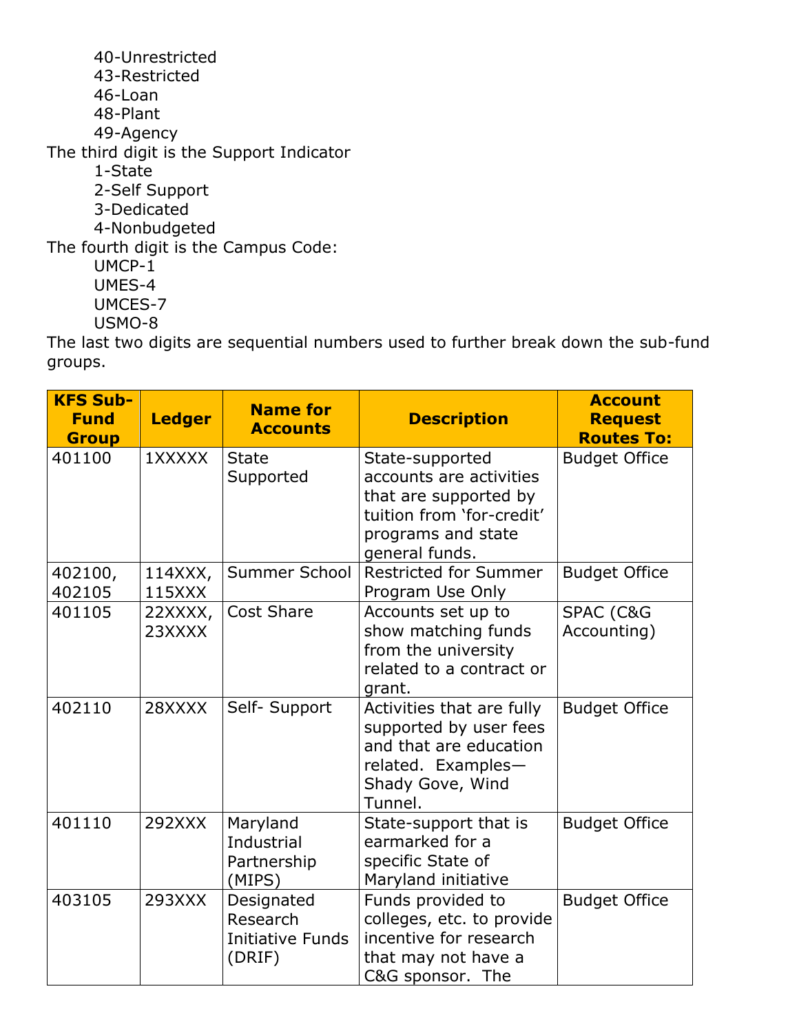- 40-Unrestricted
- 43-Restricted
- 46-Loan
- 48-Plant
- 49-Agency

The third digit is the Support Indicator

- 1-State
- 2-Self Support
- 3-Dedicated
- 4-Nonbudgeted

The fourth digit is the Campus Code:

- UMCP-1
- UMES-4
- UMCES-7
- USMO-8

The last two digits are sequential numbers used to further break down the sub-fund groups.

| KFS Sub-Fund Group | Ledger | Name for Accounts | Description | Account Request Routes To: |
|---|---|---|---|---|
| 401100 | 1XXXXX | State Supported | State-supported accounts are activities that are supported by tuition from 'for-credit' programs and state general funds. | Budget Office |
| 402100, 402105 | 114XXX, 115XXX | Summer School | Restricted for Summer Program Use Only | Budget Office |
| 401105 | 22XXXX, 23XXXX | Cost Share | Accounts set up to show matching funds from the university related to a contract or grant. | SPAC (C&G Accounting) |
| 402110 | 28XXXX | Self- Support | Activities that are fully supported by user fees and that are education related. Examples—Shady Gove, Wind Tunnel. | Budget Office |
| 401110 | 292XXX | Maryland Industrial Partnership (MIPS) | State-support that is earmarked for a specific State of Maryland initiative | Budget Office |
| 403105 | 293XXX | Designated Research Initiative Funds (DRIF) | Funds provided to colleges, etc. to provide incentive for research that may not have a C&G sponsor. The | Budget Office |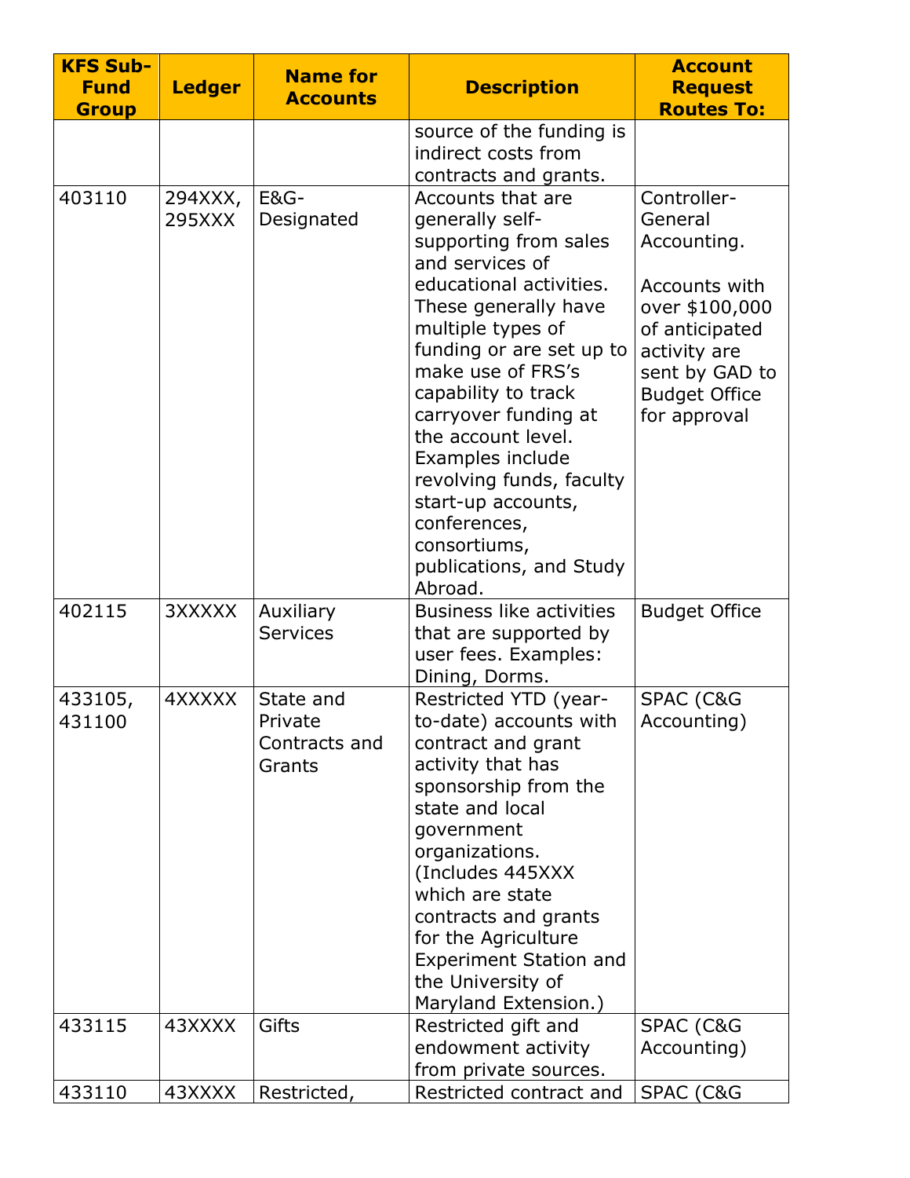| KFS Sub-Fund Group | Ledger | Name for Accounts | Description | Account Request Routes To: |
| --- | --- | --- | --- | --- |
| | | | source of the funding is indirect costs from contracts and grants. | |
| 403110 | 294XXX, 295XXX | E&G-Designated | Accounts that are generally self-supporting from sales and services of educational activities. These generally have multiple types of funding or are set up to make use of FRS's capability to track carryover funding at the account level. Examples include revolving funds, faculty start-up accounts, conferences, consortiums, publications, and Study Abroad. | Controller-General Accounting. Accounts with over $100,000 of anticipated activity are sent by GAD to Budget Office for approval |
| 402115 | 3XXXXX | Auxiliary Services | Business like activities that are supported by user fees. Examples: Dining, Dorms. | Budget Office |
| 433105, 431100 | 4XXXXX | State and Private Contracts and Grants | Restricted YTD (year-to-date) accounts with contract and grant activity that has sponsorship from the state and local government organizations. (Includes 445XXX which are state contracts and grants for the Agriculture Experiment Station and the University of Maryland Extension.) | SPAC (C&G Accounting) |
| 433115 | 43XXXX | Gifts | Restricted gift and endowment activity from private sources. | SPAC (C&G Accounting) |
| 433110 | 43XXXX | Restricted, | Restricted contract and | SPAC (C&G |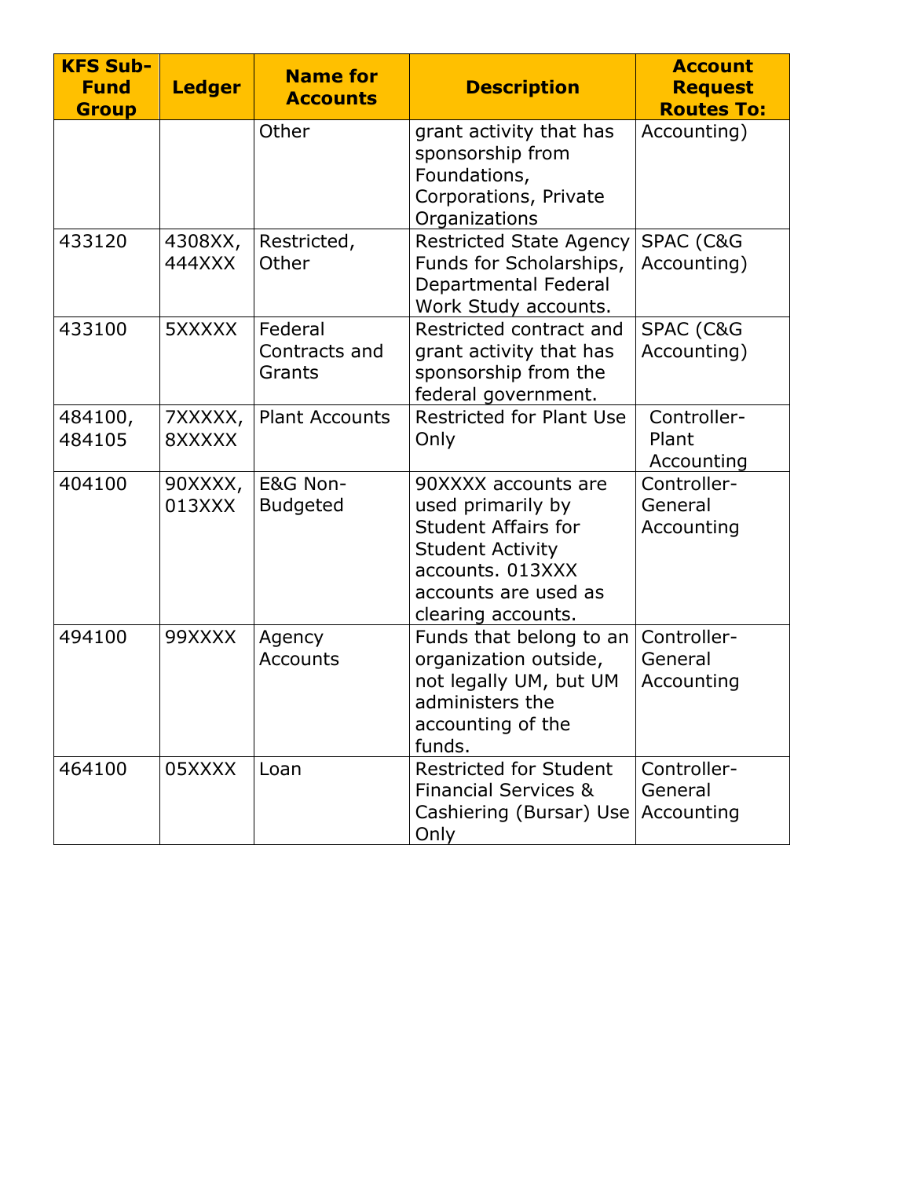| KFS Sub-Fund Group | Ledger | Name for Accounts | Description | Account Request Routes To: |
| --- | --- | --- | --- | --- |
| | | Other | grant activity that has sponsorship from Foundations, Corporations, Private Organizations | Accounting) |
| 433120 | 4308XX, 444XXX | Restricted, Other | Restricted State Agency Funds for Scholarships, Departmental Federal Work Study accounts. | SPAC (C&G Accounting) |
| 433100 | 5XXXXX | Federal Contracts and Grants | Restricted contract and grant activity that has sponsorship from the federal government. | SPAC (C&G Accounting) |
| 484100, 484105 | 7XXXXX, 8XXXXX | Plant Accounts | Restricted for Plant Use Only | Controller- Plant Accounting |
| 404100 | 90XXXX, 013XXX | E&G Non-Budgeted | 90XXXX accounts are used primarily by Student Affairs for Student Activity accounts. 013XXX accounts are used as clearing accounts. | Controller- General Accounting |
| 494100 | 99XXXX | Agency Accounts | Funds that belong to an organization outside, not legally UM, but UM administers the accounting of the funds. | Controller- General Accounting |
| 464100 | 05XXXX | Loan | Restricted for Student Financial Services & Cashiering (Bursar) Use Only | Controller- General Accounting |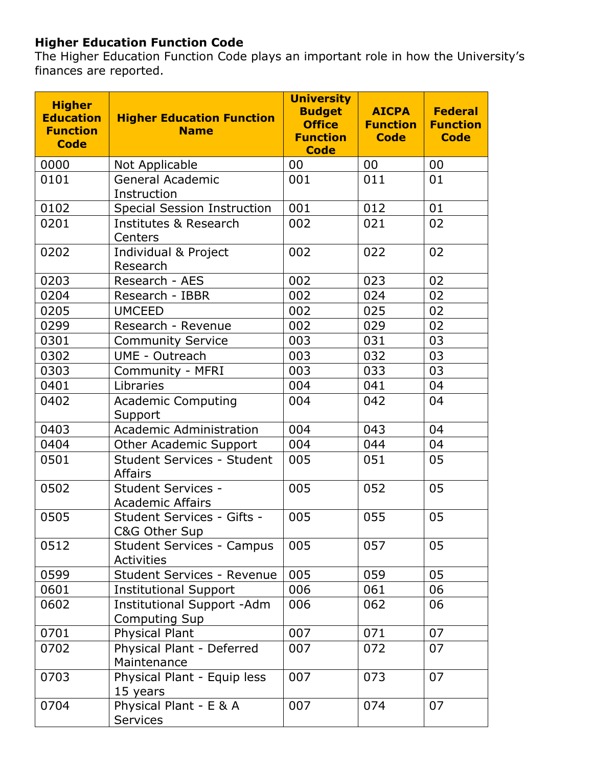**Higher Education Function Code**

The Higher Education Function Code plays an important role in how the University's finances are reported.

| Higher Education Function Code | Higher Education Function Name | University Budget Office Function Code | AICPA Function Code | Federal Function Code |
|---|---|---|---|---|
| 0000 | Not Applicable | 00 | 00 | 00 |
| 0101 | General Academic Instruction | 001 | 011 | 01 |
| 0102 | Special Session Instruction | 001 | 012 | 01 |
| 0201 | Institutes & Research Centers | 002 | 021 | 02 |
| 0202 | Individual & Project Research | 002 | 022 | 02 |
| 0203 | Research - AES | 002 | 023 | 02 |
| 0204 | Research - IBBR | 002 | 024 | 02 |
| 0205 | UMCEED | 002 | 025 | 02 |
| 0299 | Research - Revenue | 002 | 029 | 02 |
| 0301 | Community Service | 003 | 031 | 03 |
| 0302 | UME - Outreach | 003 | 032 | 03 |
| 0303 | Community - MFRI | 003 | 033 | 03 |
| 0401 | Libraries | 004 | 041 | 04 |
| 0402 | Academic Computing Support | 004 | 042 | 04 |
| 0403 | Academic Administration | 004 | 043 | 04 |
| 0404 | Other Academic Support | 004 | 044 | 04 |
| 0501 | Student Services - Student Affairs | 005 | 051 | 05 |
| 0502 | Student Services - Academic Affairs | 005 | 052 | 05 |
| 0505 | Student Services - Gifts - C&G Other Sup | 005 | 055 | 05 |
| 0512 | Student Services - Campus Activities | 005 | 057 | 05 |
| 0599 | Student Services - Revenue | 005 | 059 | 05 |
| 0601 | Institutional Support | 006 | 061 | 06 |
| 0602 | Institutional Support -Adm Computing Sup | 006 | 062 | 06 |
| 0701 | Physical Plant | 007 | 071 | 07 |
| 0702 | Physical Plant - Deferred Maintenance | 007 | 072 | 07 |
| 0703 | Physical Plant - Equip less 15 years | 007 | 073 | 07 |
| 0704 | Physical Plant - E & A Services | 007 | 074 | 07 |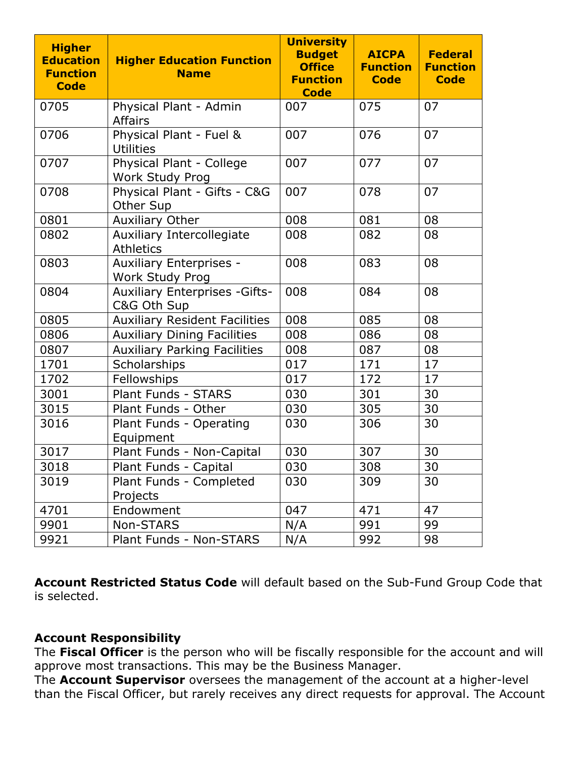| Higher Education Function Code | Higher Education Function Name | University Budget Office Function Code | AICPA Function Code | Federal Function Code |
|---|---|---|---|---|
| 0705 | Physical Plant - Admin Affairs | 007 | 075 | 07 |
| 0706 | Physical Plant - Fuel & Utilities | 007 | 076 | 07 |
| 0707 | Physical Plant - College Work Study Prog | 007 | 077 | 07 |
| 0708 | Physical Plant - Gifts - C&G Other Sup | 007 | 078 | 07 |
| 0801 | Auxiliary Other | 008 | 081 | 08 |
| 0802 | Auxiliary Intercollegiate Athletics | 008 | 082 | 08 |
| 0803 | Auxiliary Enterprises - Work Study Prog | 008 | 083 | 08 |
| 0804 | Auxiliary Enterprises -Gifts-C&G Oth Sup | 008 | 084 | 08 |
| 0805 | Auxiliary Resident Facilities | 008 | 085 | 08 |
| 0806 | Auxiliary Dining Facilities | 008 | 086 | 08 |
| 0807 | Auxiliary Parking Facilities | 008 | 087 | 08 |
| 1701 | Scholarships | 017 | 171 | 17 |
| 1702 | Fellowships | 017 | 172 | 17 |
| 3001 | Plant Funds - STARS | 030 | 301 | 30 |
| 3015 | Plant Funds - Other | 030 | 305 | 30 |
| 3016 | Plant Funds - Operating Equipment | 030 | 306 | 30 |
| 3017 | Plant Funds - Non-Capital | 030 | 307 | 30 |
| 3018 | Plant Funds - Capital | 030 | 308 | 30 |
| 3019 | Plant Funds - Completed Projects | 030 | 309 | 30 |
| 4701 | Endowment | 047 | 471 | 47 |
| 9901 | Non-STARS | N/A | 991 | 99 |
| 9921 | Plant Funds - Non-STARS | N/A | 992 | 98 |

**Account Restricted Status Code** will default based on the Sub-Fund Group Code that is selected.

**Account Responsibility**

The **Fiscal Officer** is the person who will be fiscally responsible for the account and will approve most transactions. This may be the Business Manager.

The **Account Supervisor** oversees the management of the account at a higher-level than the Fiscal Officer, but rarely receives any direct requests for approval. The Account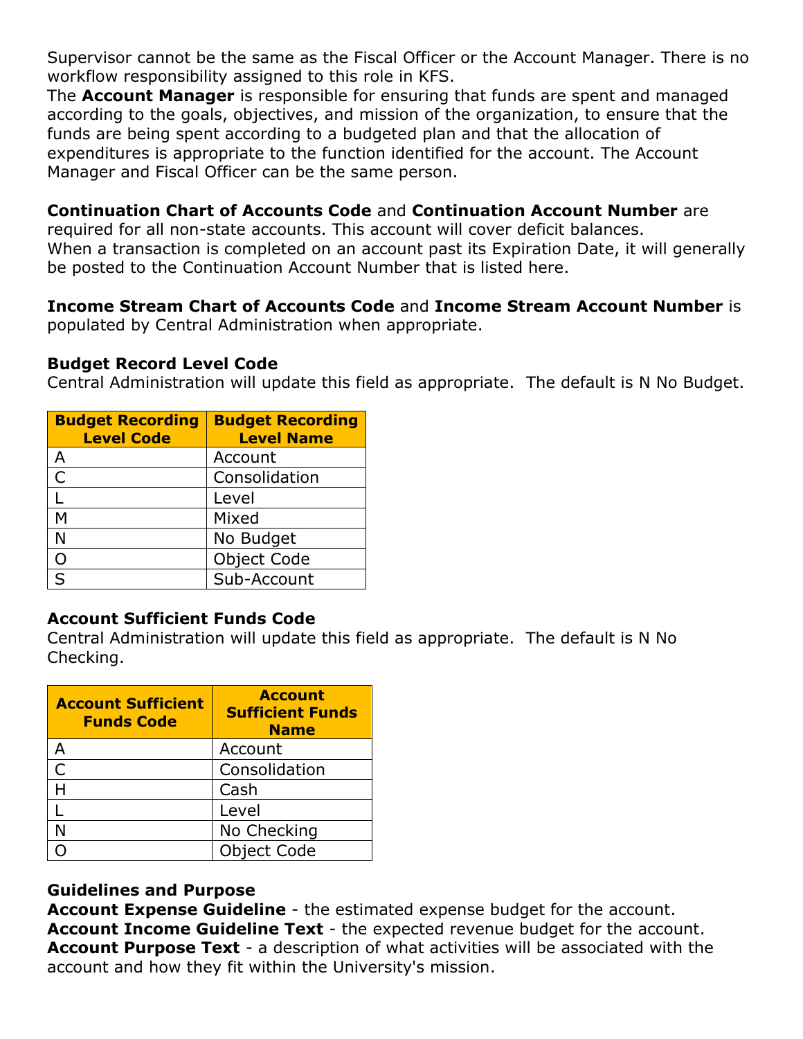Supervisor cannot be the same as the Fiscal Officer or the Account Manager. There is no workflow responsibility assigned to this role in KFS.
The **Account Manager** is responsible for ensuring that funds are spent and managed according to the goals, objectives, and mission of the organization, to ensure that the funds are being spent according to a budgeted plan and that the allocation of expenditures is appropriate to the function identified for the account. The Account Manager and Fiscal Officer can be the same person.

**Continuation Chart of Accounts Code** and **Continuation Account Number** are required for all non-state accounts. This account will cover deficit balances.
When a transaction is completed on an account past its Expiration Date, it will generally be posted to the Continuation Account Number that is listed here.

**Income Stream Chart of Accounts Code** and **Income Stream Account Number** is populated by Central Administration when appropriate.

### Budget Record Level Code

Central Administration will update this field as appropriate. The default is N No Budget.

| Budget Recording Level Code | Budget Recording Level Name |
|---|---|
| A | Account |
| C | Consolidation |
| L | Level |
| M | Mixed |
| N | No Budget |
| O | Object Code |
| S | Sub-Account |

### Account Sufficient Funds Code

Central Administration will update this field as appropriate. The default is N No Checking.

| Account Sufficient Funds Code | Account Sufficient Funds Name |
|---|---|
| A | Account |
| C | Consolidation |
| H | Cash |
| L | Level |
| N | No Checking |
| O | Object Code |

### Guidelines and Purpose

**Account Expense Guideline** - the estimated expense budget for the account.
**Account Income Guideline Text** - the expected revenue budget for the account.
**Account Purpose Text** - a description of what activities will be associated with the account and how they fit within the University's mission.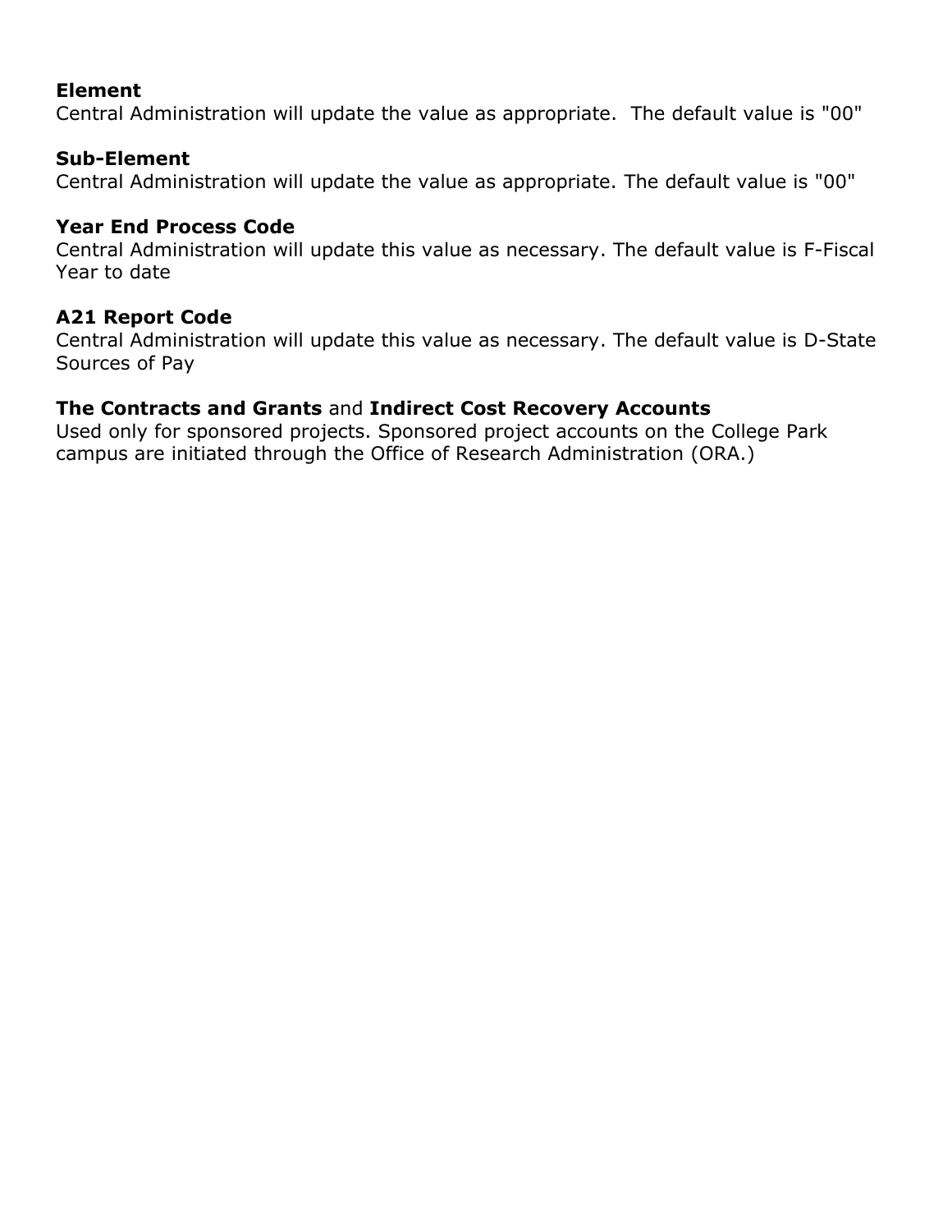**Element**
Central Administration will update the value as appropriate.  The default value is "00"

**Sub-Element**
Central Administration will update the value as appropriate. The default value is "00"

**Year End Process Code**
Central Administration will update this value as necessary. The default value is F-Fiscal Year to date

**A21 Report Code**
Central Administration will update this value as necessary. The default value is D-State Sources of Pay

**The Contracts and Grants** and **Indirect Cost Recovery Accounts**
Used only for sponsored projects. Sponsored project accounts on the College Park campus are initiated through the Office of Research Administration (ORA.)